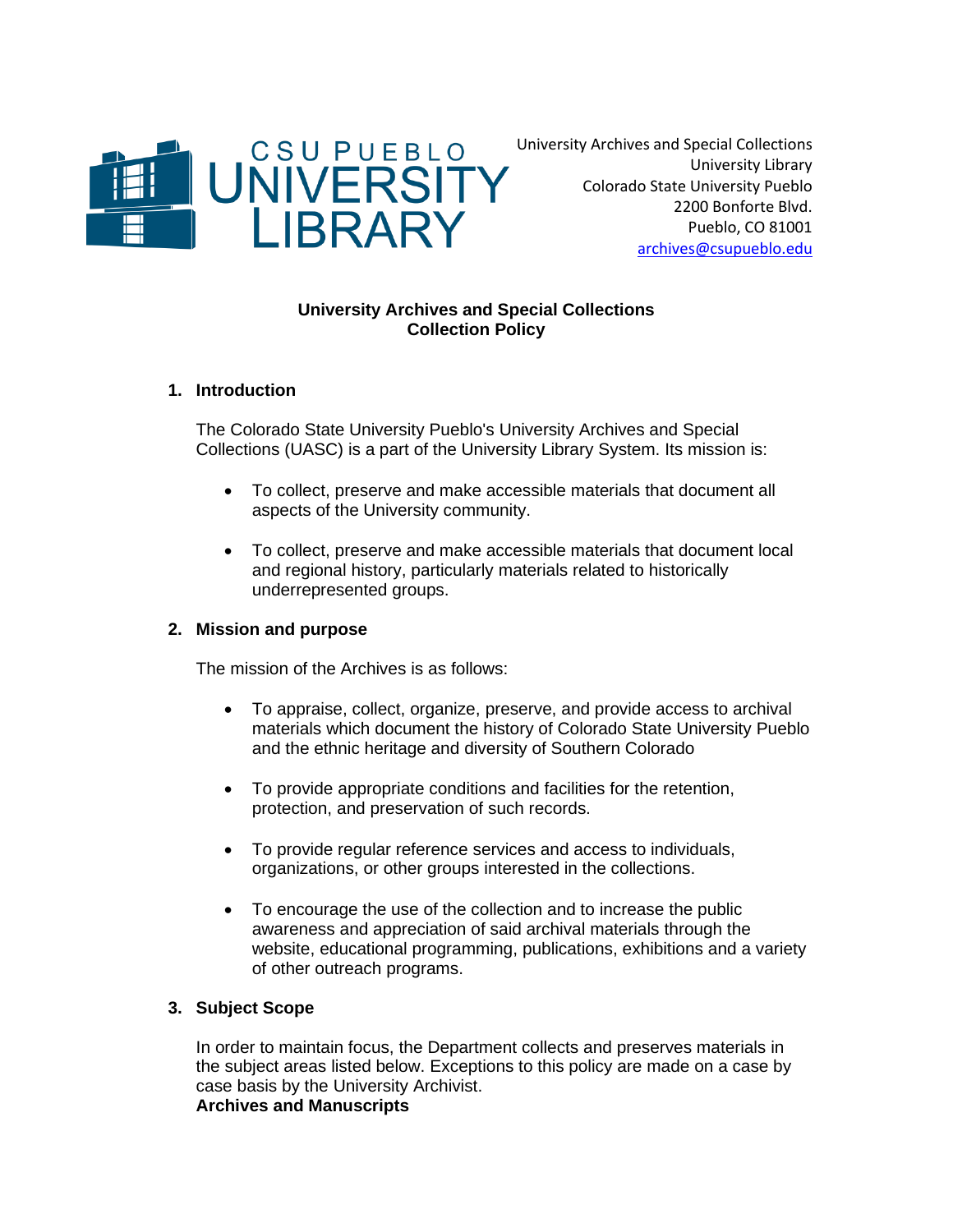CSU PUEBLO UNIVERSITY LIBRARY

University Archives and Special Collections
University Library
Colorado State University Pueblo
2200 Bonforte Blvd.
Pueblo, CO 81001
archives@csupueblo.edu

**University Archives and Special Collections**
**Collection Policy**

## 1. Introduction

The Colorado State University Pueblo's University Archives and Special Collections (UASC) is a part of the University Library System. Its mission is:

- To collect, preserve and make accessible materials that document all aspects of the University community.
- To collect, preserve and make accessible materials that document local and regional history, particularly materials related to historically underrepresented groups.

## 2. Mission and purpose

The mission of the Archives is as follows:

- To appraise, collect, organize, preserve, and provide access to archival materials which document the history of Colorado State University Pueblo and the ethnic heritage and diversity of Southern Colorado
- To provide appropriate conditions and facilities for the retention, protection, and preservation of such records.
- To provide regular reference services and access to individuals, organizations, or other groups interested in the collections.
- To encourage the use of the collection and to increase the public awareness and appreciation of said archival materials through the website, educational programming, publications, exhibitions and a variety of other outreach programs.

## 3. Subject Scope

In order to maintain focus, the Department collects and preserves materials in the subject areas listed below. Exceptions to this policy are made on a case by case basis by the University Archivist.

**Archives and Manuscripts**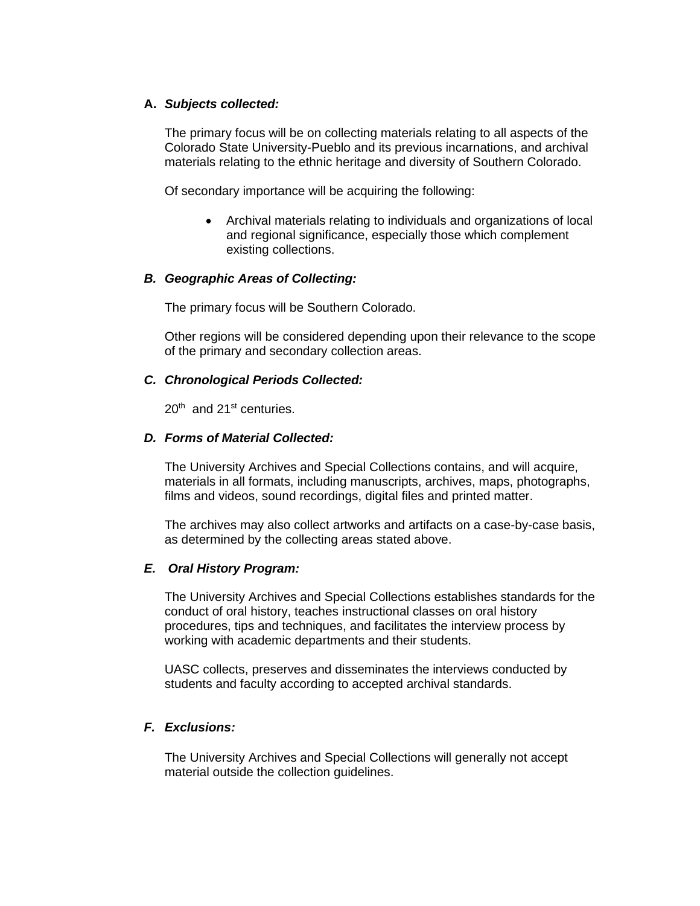### A. *Subjects collected:*

The primary focus will be on collecting materials relating to all aspects of the Colorado State University-Pueblo and its previous incarnations, and archival materials relating to the ethnic heritage and diversity of Southern Colorado.

Of secondary importance will be acquiring the following:

- Archival materials relating to individuals and organizations of local and regional significance, especially those which complement existing collections.

### *B. Geographic Areas of Collecting:*

The primary focus will be Southern Colorado.

Other regions will be considered depending upon their relevance to the scope of the primary and secondary collection areas.

### *C. Chronological Periods Collected:*

20th and 21st centuries.

### *D. Forms of Material Collected:*

The University Archives and Special Collections contains, and will acquire, materials in all formats, including manuscripts, archives, maps, photographs, films and videos, sound recordings, digital files and printed matter.

The archives may also collect artworks and artifacts on a case-by-case basis, as determined by the collecting areas stated above.

### *E. Oral History Program:*

The University Archives and Special Collections establishes standards for the conduct of oral history, teaches instructional classes on oral history procedures, tips and techniques, and facilitates the interview process by working with academic departments and their students.

UASC collects, preserves and disseminates the interviews conducted by students and faculty according to accepted archival standards.

### *F. Exclusions:*

The University Archives and Special Collections will generally not accept material outside the collection guidelines.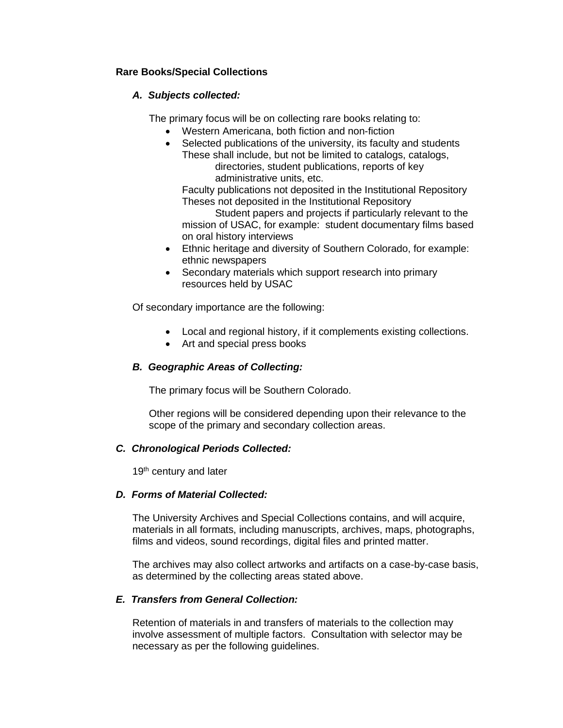**Rare Books/Special Collections**

***A. Subjects collected:***

The primary focus will be on collecting rare books relating to:

- Western Americana, both fiction and non-fiction
- Selected publications of the university, its faculty and students
  These shall include, but not be limited to catalogs, catalogs, directories, student publications, reports of key administrative units, etc.
  Faculty publications not deposited in the Institutional Repository
  Theses not deposited in the Institutional Repository
  Student papers and projects if particularly relevant to the mission of USAC, for example: student documentary films based on oral history interviews
- Ethnic heritage and diversity of Southern Colorado, for example: ethnic newspapers
- Secondary materials which support research into primary resources held by USAC

Of secondary importance are the following:

- Local and regional history, if it complements existing collections.
- Art and special press books

***B. Geographic Areas of Collecting:***

The primary focus will be Southern Colorado.

Other regions will be considered depending upon their relevance to the scope of the primary and secondary collection areas.

***C. Chronological Periods Collected:***

19th century and later

***D. Forms of Material Collected:***

The University Archives and Special Collections contains, and will acquire, materials in all formats, including manuscripts, archives, maps, photographs, films and videos, sound recordings, digital files and printed matter.

The archives may also collect artworks and artifacts on a case-by-case basis, as determined by the collecting areas stated above.

***E. Transfers from General Collection:***

Retention of materials in and transfers of materials to the collection may involve assessment of multiple factors. Consultation with selector may be necessary as per the following guidelines.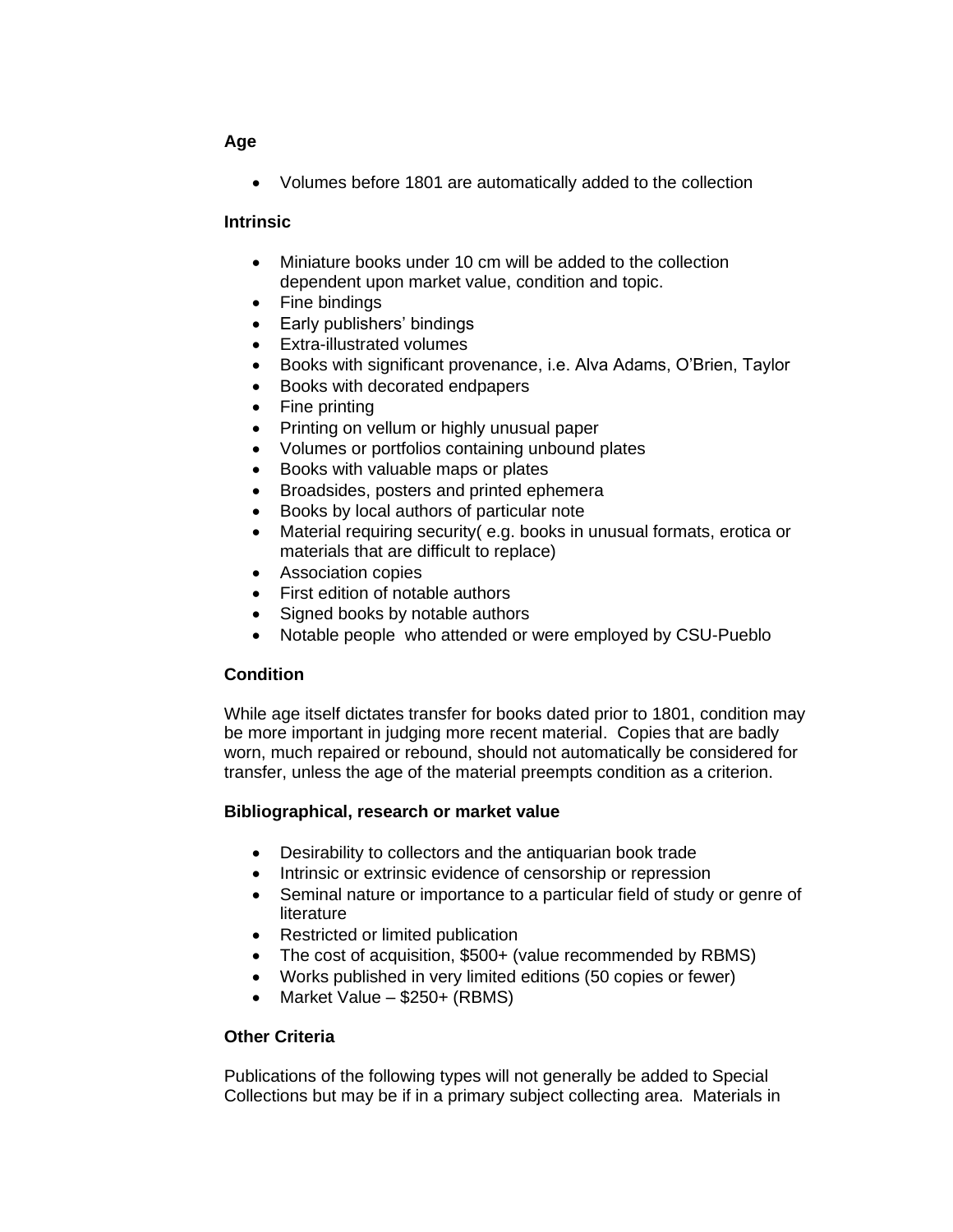**Age**

- Volumes before 1801 are automatically added to the collection

**Intrinsic**

- Miniature books under 10 cm will be added to the collection dependent upon market value, condition and topic.
- Fine bindings
- Early publishers' bindings
- Extra-illustrated volumes
- Books with significant provenance, i.e. Alva Adams, O'Brien, Taylor
- Books with decorated endpapers
- Fine printing
- Printing on vellum or highly unusual paper
- Volumes or portfolios containing unbound plates
- Books with valuable maps or plates
- Broadsides, posters and printed ephemera
- Books by local authors of particular note
- Material requiring security( e.g. books in unusual formats, erotica or materials that are difficult to replace)
- Association copies
- First edition of notable authors
- Signed books by notable authors
- Notable people who attended or were employed by CSU-Pueblo

**Condition**

While age itself dictates transfer for books dated prior to 1801, condition may be more important in judging more recent material. Copies that are badly worn, much repaired or rebound, should not automatically be considered for transfer, unless the age of the material preempts condition as a criterion.

**Bibliographical, research or market value**

- Desirability to collectors and the antiquarian book trade
- Intrinsic or extrinsic evidence of censorship or repression
- Seminal nature or importance to a particular field of study or genre of literature
- Restricted or limited publication
- The cost of acquisition, $500+ (value recommended by RBMS)
- Works published in very limited editions (50 copies or fewer)
- Market Value – $250+ (RBMS)

**Other Criteria**

Publications of the following types will not generally be added to Special Collections but may be if in a primary subject collecting area. Materials in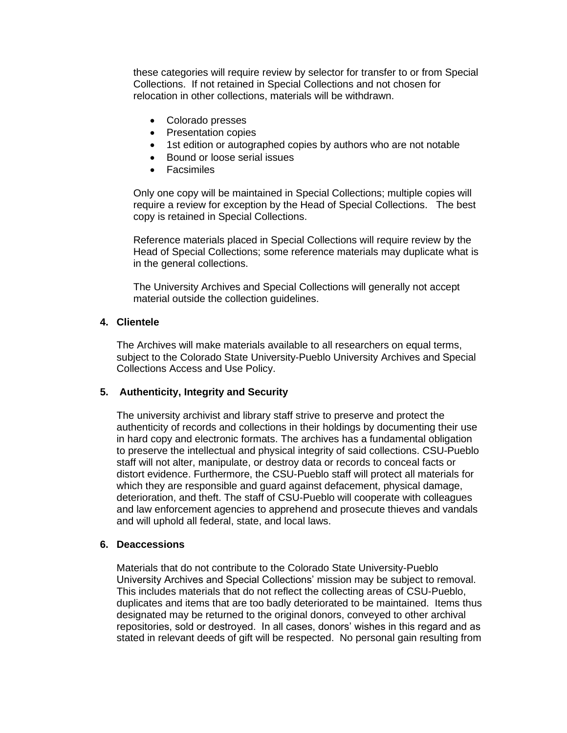these categories will require review by selector for transfer to or from Special Collections. If not retained in Special Collections and not chosen for relocation in other collections, materials will be withdrawn.

- Colorado presses
- Presentation copies
- 1st edition or autographed copies by authors who are not notable
- Bound or loose serial issues
- Facsimiles

Only one copy will be maintained in Special Collections; multiple copies will require a review for exception by the Head of Special Collections. The best copy is retained in Special Collections.

Reference materials placed in Special Collections will require review by the Head of Special Collections; some reference materials may duplicate what is in the general collections.

The University Archives and Special Collections will generally not accept material outside the collection guidelines.

**4. Clientele**

The Archives will make materials available to all researchers on equal terms, subject to the Colorado State University-Pueblo University Archives and Special Collections Access and Use Policy.

**5. Authenticity, Integrity and Security**

The university archivist and library staff strive to preserve and protect the authenticity of records and collections in their holdings by documenting their use in hard copy and electronic formats. The archives has a fundamental obligation to preserve the intellectual and physical integrity of said collections. CSU-Pueblo staff will not alter, manipulate, or destroy data or records to conceal facts or distort evidence. Furthermore, the CSU-Pueblo staff will protect all materials for which they are responsible and guard against defacement, physical damage, deterioration, and theft. The staff of CSU-Pueblo will cooperate with colleagues and law enforcement agencies to apprehend and prosecute thieves and vandals and will uphold all federal, state, and local laws.

**6. Deaccessions**

Materials that do not contribute to the Colorado State University-Pueblo University Archives and Special Collections' mission may be subject to removal. This includes materials that do not reflect the collecting areas of CSU-Pueblo, duplicates and items that are too badly deteriorated to be maintained. Items thus designated may be returned to the original donors, conveyed to other archival repositories, sold or destroyed. In all cases, donors' wishes in this regard and as stated in relevant deeds of gift will be respected. No personal gain resulting from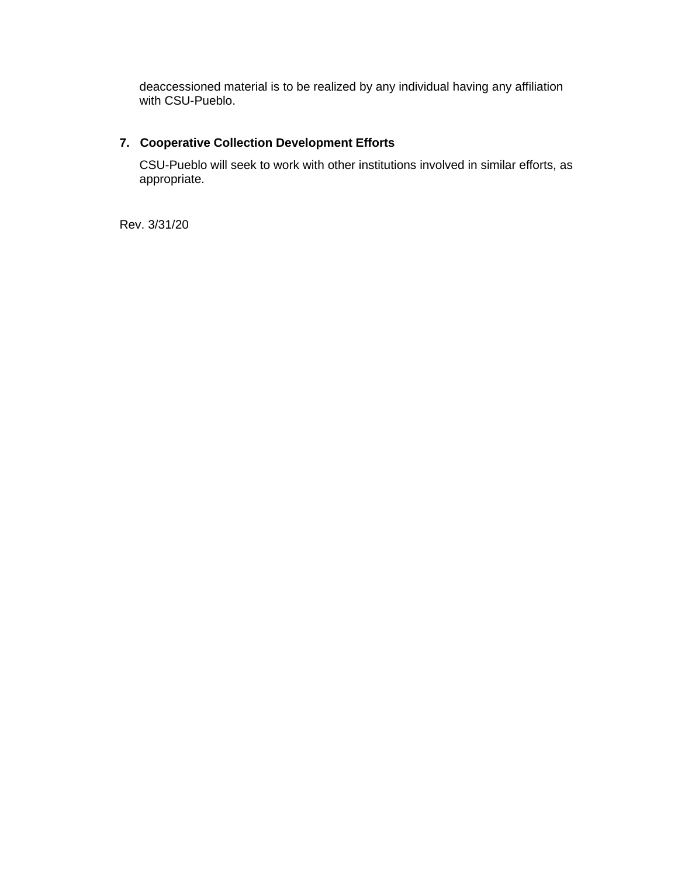deaccessioned material is to be realized by any individual having any affiliation with CSU-Pueblo.

## 7. Cooperative Collection Development Efforts

CSU-Pueblo will seek to work with other institutions involved in similar efforts, as appropriate.

Rev. 3/31/20